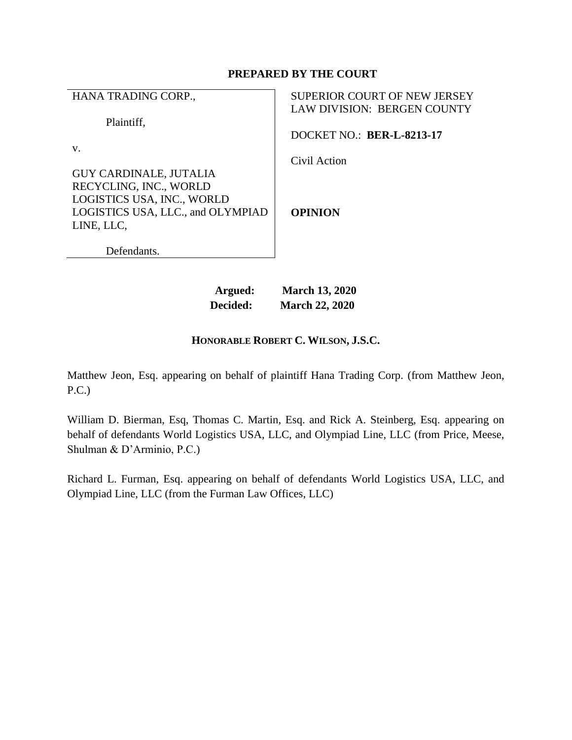**PREPARED BY THE COURT**

| HANA TRADING CORP.,<br><br>Plaintiff,<br><br>v.<br><br>GUY CARDINALE, JUTALIA RECYCLING, INC., WORLD LOGISTICS USA, INC., WORLD LOGISTICS USA, LLC., and OLYMPIAD LINE, LLC,<br><br>Defendants. | SUPERIOR COURT OF NEW JERSEY<br>LAW DIVISION: BERGEN COUNTY<br><br>DOCKET NO.: **BER-L-8213-17**<br><br>Civil Action<br><br>**OPINION** |
|---|---|

**Argued: March 13, 2020**
**Decided: March 22, 2020**

**HONORABLE ROBERT C. WILSON, J.S.C.**

Matthew Jeon, Esq. appearing on behalf of plaintiff Hana Trading Corp. (from Matthew Jeon, P.C.)

William D. Bierman, Esq, Thomas C. Martin, Esq. and Rick A. Steinberg, Esq. appearing on behalf of defendants World Logistics USA, LLC, and Olympiad Line, LLC (from Price, Meese, Shulman & D'Arminio, P.C.)

Richard L. Furman, Esq. appearing on behalf of defendants World Logistics USA, LLC, and Olympiad Line, LLC (from the Furman Law Offices, LLC)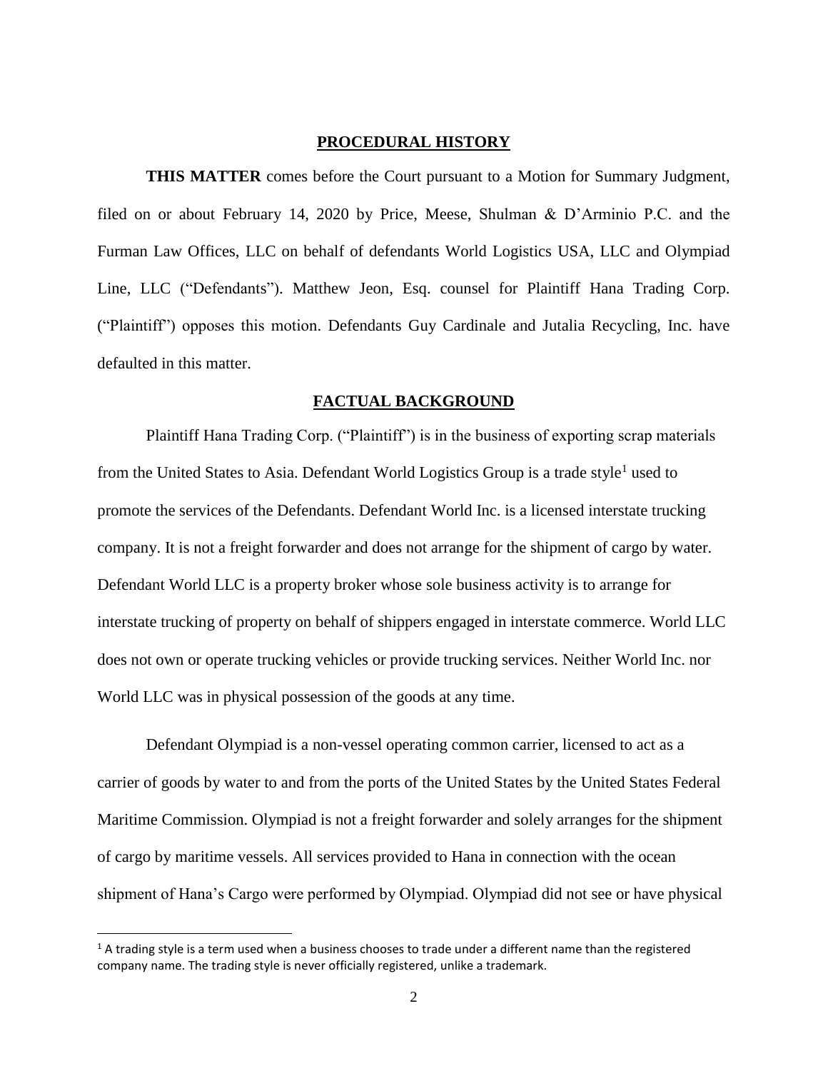## PROCEDURAL HISTORY

**THIS MATTER** comes before the Court pursuant to a Motion for Summary Judgment, filed on or about February 14, 2020 by Price, Meese, Shulman & D'Arminio P.C. and the Furman Law Offices, LLC on behalf of defendants World Logistics USA, LLC and Olympiad Line, LLC ("Defendants"). Matthew Jeon, Esq. counsel for Plaintiff Hana Trading Corp. ("Plaintiff") opposes this motion. Defendants Guy Cardinale and Jutalia Recycling, Inc. have defaulted in this matter.

## FACTUAL BACKGROUND

Plaintiff Hana Trading Corp. ("Plaintiff") is in the business of exporting scrap materials from the United States to Asia. Defendant World Logistics Group is a trade style[1] used to promote the services of the Defendants. Defendant World Inc. is a licensed interstate trucking company. It is not a freight forwarder and does not arrange for the shipment of cargo by water. Defendant World LLC is a property broker whose sole business activity is to arrange for interstate trucking of property on behalf of shippers engaged in interstate commerce. World LLC does not own or operate trucking vehicles or provide trucking services. Neither World Inc. nor World LLC was in physical possession of the goods at any time.

Defendant Olympiad is a non-vessel operating common carrier, licensed to act as a carrier of goods by water to and from the ports of the United States by the United States Federal Maritime Commission. Olympiad is not a freight forwarder and solely arranges for the shipment of cargo by maritime vessels. All services provided to Hana in connection with the ocean shipment of Hana's Cargo were performed by Olympiad. Olympiad did not see or have physical

[1] A trading style is a term used when a business chooses to trade under a different name than the registered company name. The trading style is never officially registered, unlike a trademark.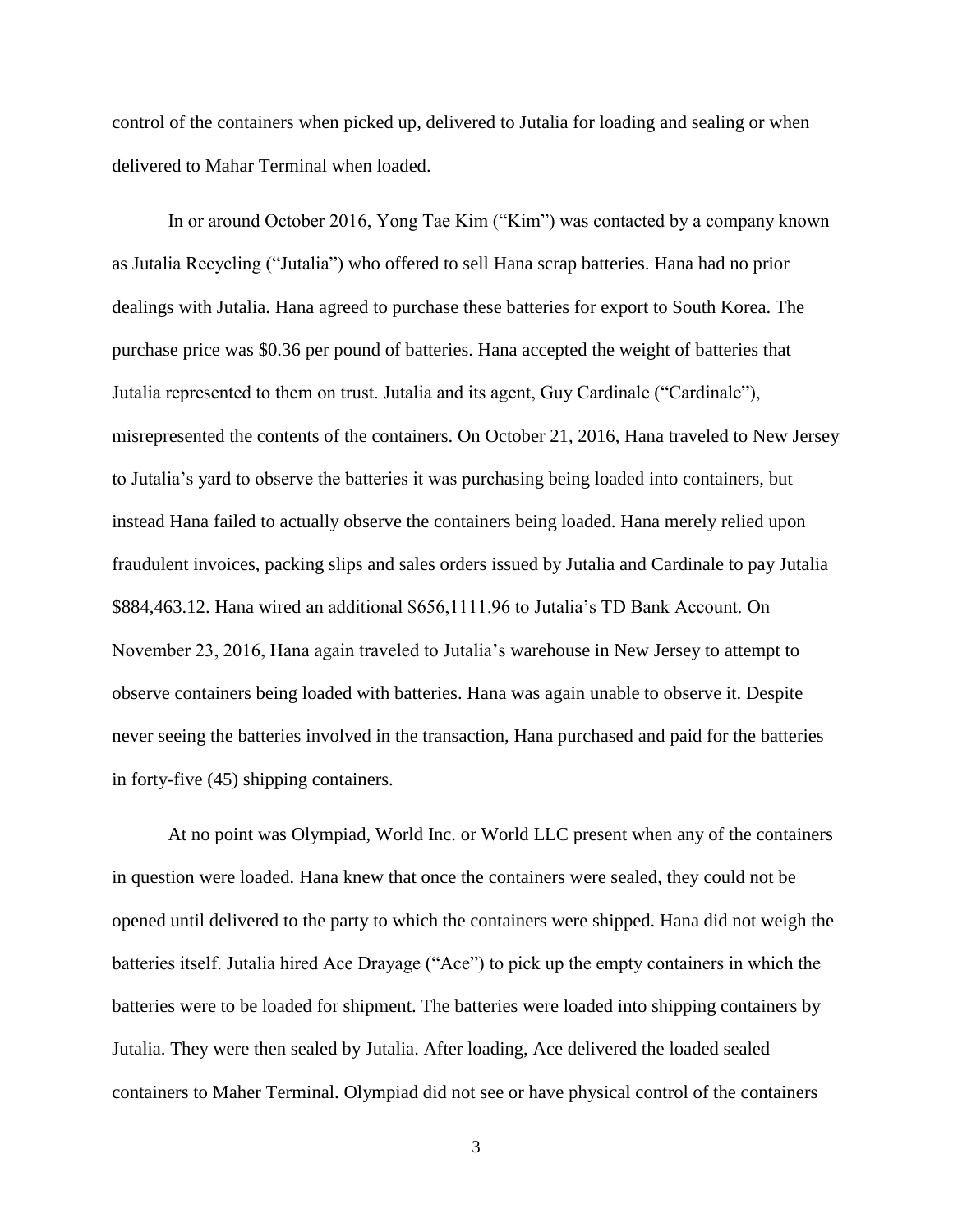control of the containers when picked up, delivered to Jutalia for loading and sealing or when delivered to Mahar Terminal when loaded.

In or around October 2016, Yong Tae Kim ("Kim") was contacted by a company known as Jutalia Recycling ("Jutalia") who offered to sell Hana scrap batteries. Hana had no prior dealings with Jutalia. Hana agreed to purchase these batteries for export to South Korea. The purchase price was $0.36 per pound of batteries. Hana accepted the weight of batteries that Jutalia represented to them on trust. Jutalia and its agent, Guy Cardinale ("Cardinale"), misrepresented the contents of the containers. On October 21, 2016, Hana traveled to New Jersey to Jutalia's yard to observe the batteries it was purchasing being loaded into containers, but instead Hana failed to actually observe the containers being loaded. Hana merely relied upon fraudulent invoices, packing slips and sales orders issued by Jutalia and Cardinale to pay Jutalia $884,463.12. Hana wired an additional $656,1111.96 to Jutalia's TD Bank Account. On November 23, 2016, Hana again traveled to Jutalia's warehouse in New Jersey to attempt to observe containers being loaded with batteries. Hana was again unable to observe it. Despite never seeing the batteries involved in the transaction, Hana purchased and paid for the batteries in forty-five (45) shipping containers.

At no point was Olympiad, World Inc. or World LLC present when any of the containers in question were loaded. Hana knew that once the containers were sealed, they could not be opened until delivered to the party to which the containers were shipped. Hana did not weigh the batteries itself. Jutalia hired Ace Drayage ("Ace") to pick up the empty containers in which the batteries were to be loaded for shipment. The batteries were loaded into shipping containers by Jutalia. They were then sealed by Jutalia. After loading, Ace delivered the loaded sealed containers to Maher Terminal. Olympiad did not see or have physical control of the containers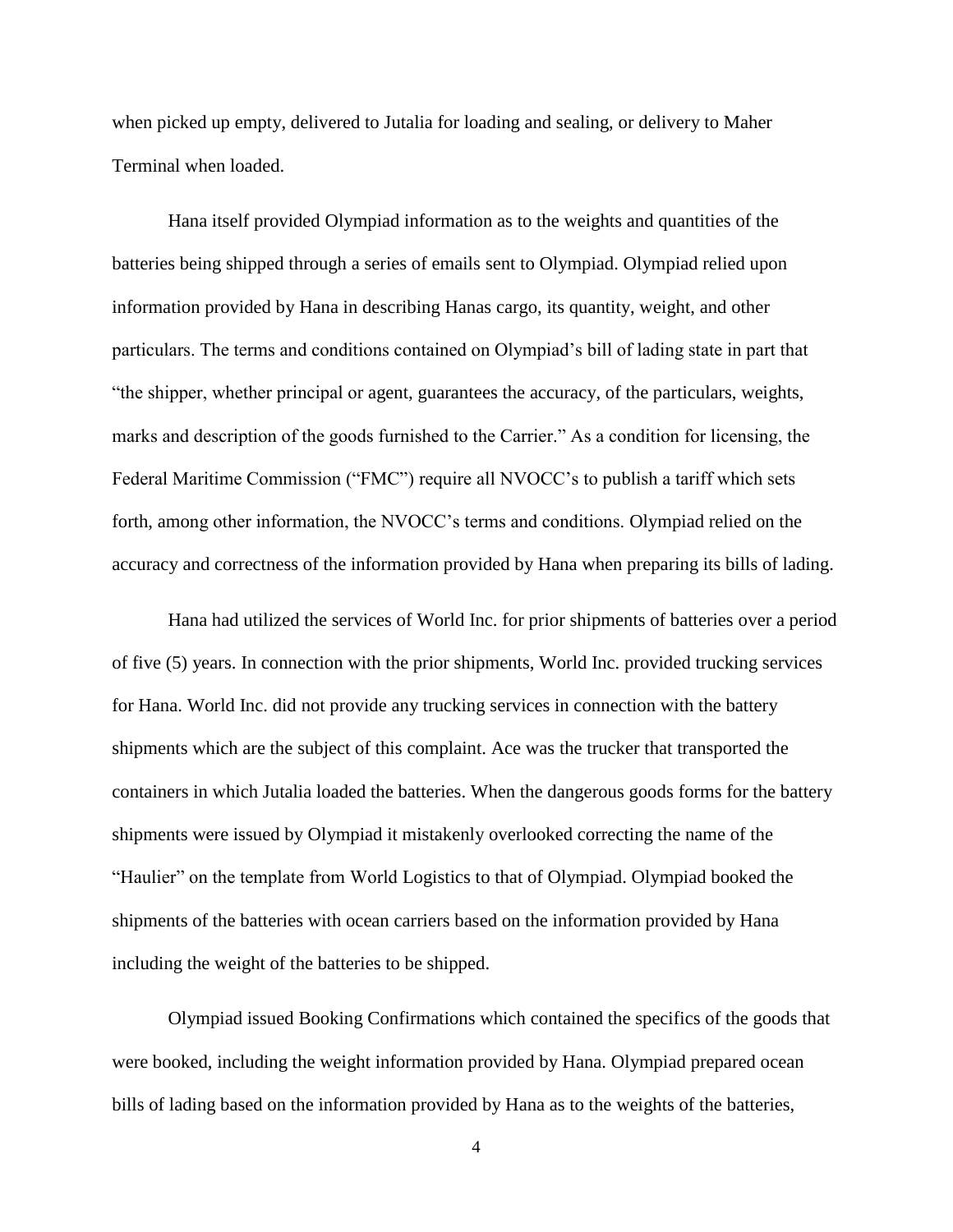when picked up empty, delivered to Jutalia for loading and sealing, or delivery to Maher Terminal when loaded.

Hana itself provided Olympiad information as to the weights and quantities of the batteries being shipped through a series of emails sent to Olympiad. Olympiad relied upon information provided by Hana in describing Hanas cargo, its quantity, weight, and other particulars. The terms and conditions contained on Olympiad's bill of lading state in part that "the shipper, whether principal or agent, guarantees the accuracy, of the particulars, weights, marks and description of the goods furnished to the Carrier." As a condition for licensing, the Federal Maritime Commission ("FMC") require all NVOCC's to publish a tariff which sets forth, among other information, the NVOCC's terms and conditions. Olympiad relied on the accuracy and correctness of the information provided by Hana when preparing its bills of lading.

Hana had utilized the services of World Inc. for prior shipments of batteries over a period of five (5) years. In connection with the prior shipments, World Inc. provided trucking services for Hana. World Inc. did not provide any trucking services in connection with the battery shipments which are the subject of this complaint. Ace was the trucker that transported the containers in which Jutalia loaded the batteries. When the dangerous goods forms for the battery shipments were issued by Olympiad it mistakenly overlooked correcting the name of the "Haulier" on the template from World Logistics to that of Olympiad. Olympiad booked the shipments of the batteries with ocean carriers based on the information provided by Hana including the weight of the batteries to be shipped.

Olympiad issued Booking Confirmations which contained the specifics of the goods that were booked, including the weight information provided by Hana. Olympiad prepared ocean bills of lading based on the information provided by Hana as to the weights of the batteries,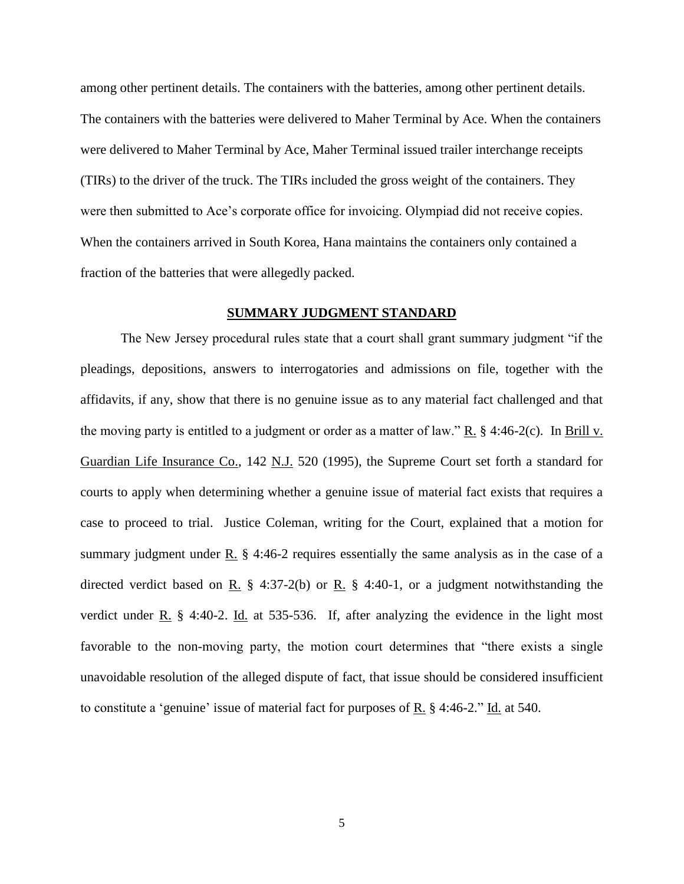among other pertinent details. The containers with the batteries, among other pertinent details. The containers with the batteries were delivered to Maher Terminal by Ace. When the containers were delivered to Maher Terminal by Ace, Maher Terminal issued trailer interchange receipts (TIRs) to the driver of the truck. The TIRs included the gross weight of the containers. They were then submitted to Ace's corporate office for invoicing. Olympiad did not receive copies. When the containers arrived in South Korea, Hana maintains the containers only contained a fraction of the batteries that were allegedly packed.

## SUMMARY JUDGMENT STANDARD

The New Jersey procedural rules state that a court shall grant summary judgment "if the pleadings, depositions, answers to interrogatories and admissions on file, together with the affidavits, if any, show that there is no genuine issue as to any material fact challenged and that the moving party is entitled to a judgment or order as a matter of law." R. § 4:46-2(c). In Brill v. Guardian Life Insurance Co., 142 N.J. 520 (1995), the Supreme Court set forth a standard for courts to apply when determining whether a genuine issue of material fact exists that requires a case to proceed to trial. Justice Coleman, writing for the Court, explained that a motion for summary judgment under R. § 4:46-2 requires essentially the same analysis as in the case of a directed verdict based on R. § 4:37-2(b) or R. § 4:40-1, or a judgment notwithstanding the verdict under R. § 4:40-2. Id. at 535-536. If, after analyzing the evidence in the light most favorable to the non-moving party, the motion court determines that "there exists a single unavoidable resolution of the alleged dispute of fact, that issue should be considered insufficient to constitute a 'genuine' issue of material fact for purposes of R. § 4:46-2." Id. at 540.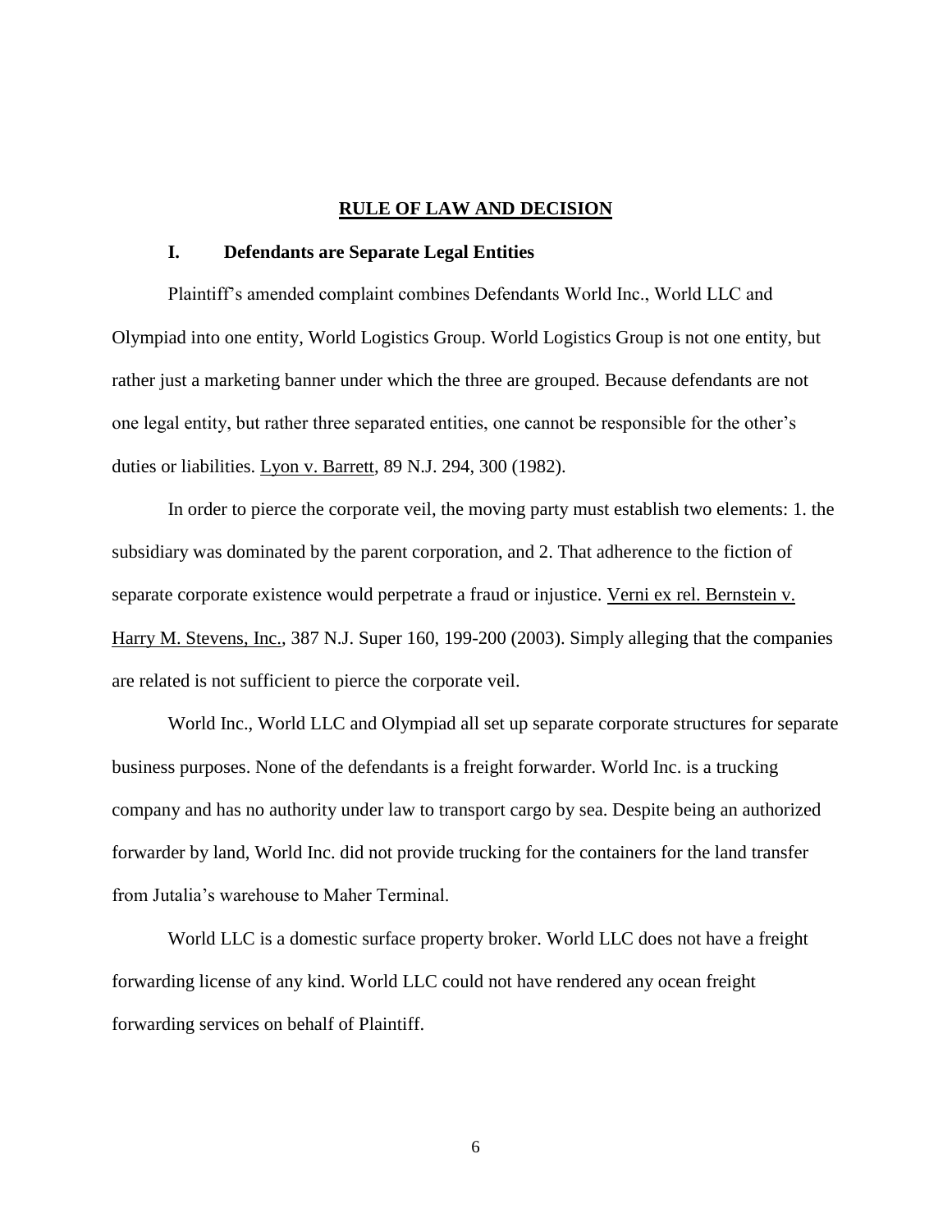## RULE OF LAW AND DECISION

### I. Defendants are Separate Legal Entities

Plaintiff's amended complaint combines Defendants World Inc., World LLC and Olympiad into one entity, World Logistics Group. World Logistics Group is not one entity, but rather just a marketing banner under which the three are grouped. Because defendants are not one legal entity, but rather three separated entities, one cannot be responsible for the other's duties or liabilities. Lyon v. Barrett, 89 N.J. 294, 300 (1982).

In order to pierce the corporate veil, the moving party must establish two elements: 1. the subsidiary was dominated by the parent corporation, and 2. That adherence to the fiction of separate corporate existence would perpetrate a fraud or injustice. Verni ex rel. Bernstein v. Harry M. Stevens, Inc., 387 N.J. Super 160, 199-200 (2003). Simply alleging that the companies are related is not sufficient to pierce the corporate veil.

World Inc., World LLC and Olympiad all set up separate corporate structures for separate business purposes. None of the defendants is a freight forwarder. World Inc. is a trucking company and has no authority under law to transport cargo by sea. Despite being an authorized forwarder by land, World Inc. did not provide trucking for the containers for the land transfer from Jutalia's warehouse to Maher Terminal.

World LLC is a domestic surface property broker. World LLC does not have a freight forwarding license of any kind. World LLC could not have rendered any ocean freight forwarding services on behalf of Plaintiff.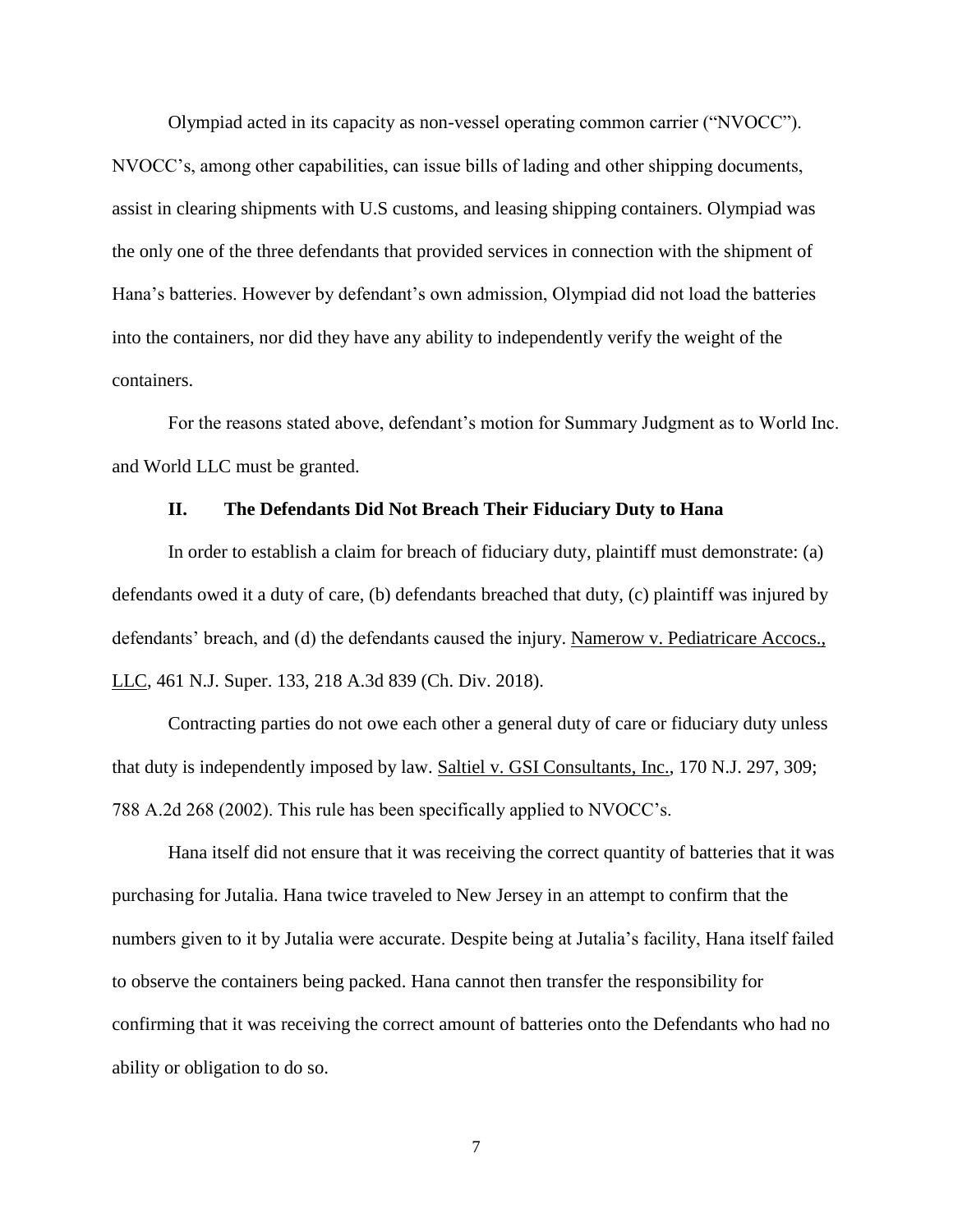Olympiad acted in its capacity as non-vessel operating common carrier ("NVOCC"). NVOCC's, among other capabilities, can issue bills of lading and other shipping documents, assist in clearing shipments with U.S customs, and leasing shipping containers. Olympiad was the only one of the three defendants that provided services in connection with the shipment of Hana's batteries. However by defendant's own admission, Olympiad did not load the batteries into the containers, nor did they have any ability to independently verify the weight of the containers.

For the reasons stated above, defendant's motion for Summary Judgment as to World Inc. and World LLC must be granted.

### II. The Defendants Did Not Breach Their Fiduciary Duty to Hana

In order to establish a claim for breach of fiduciary duty, plaintiff must demonstrate: (a) defendants owed it a duty of care, (b) defendants breached that duty, (c) plaintiff was injured by defendants' breach, and (d) the defendants caused the injury. Namerow v. Pediatricare Accocs., LLC, 461 N.J. Super. 133, 218 A.3d 839 (Ch. Div. 2018).

Contracting parties do not owe each other a general duty of care or fiduciary duty unless that duty is independently imposed by law. Saltiel v. GSI Consultants, Inc., 170 N.J. 297, 309; 788 A.2d 268 (2002). This rule has been specifically applied to NVOCC's.

Hana itself did not ensure that it was receiving the correct quantity of batteries that it was purchasing for Jutalia. Hana twice traveled to New Jersey in an attempt to confirm that the numbers given to it by Jutalia were accurate. Despite being at Jutalia's facility, Hana itself failed to observe the containers being packed. Hana cannot then transfer the responsibility for confirming that it was receiving the correct amount of batteries onto the Defendants who had no ability or obligation to do so.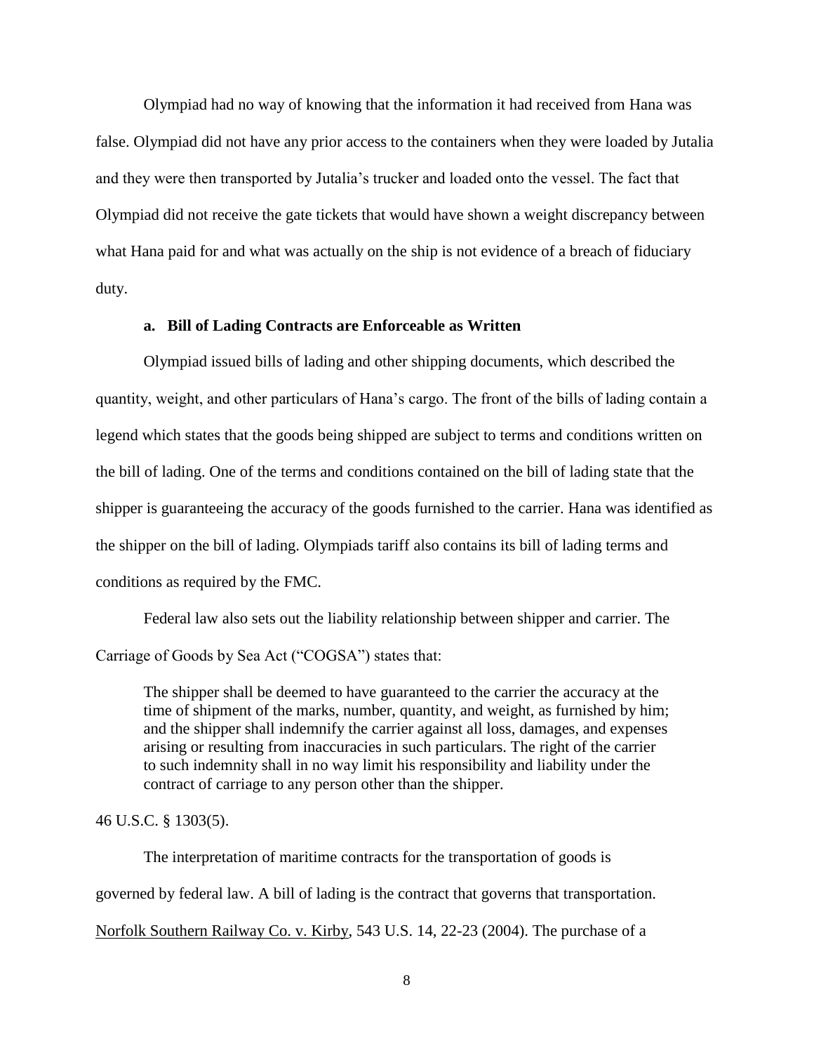Olympiad had no way of knowing that the information it had received from Hana was false. Olympiad did not have any prior access to the containers when they were loaded by Jutalia and they were then transported by Jutalia's trucker and loaded onto the vessel. The fact that Olympiad did not receive the gate tickets that would have shown a weight discrepancy between what Hana paid for and what was actually on the ship is not evidence of a breach of fiduciary duty.

**a. Bill of Lading Contracts are Enforceable as Written**

Olympiad issued bills of lading and other shipping documents, which described the quantity, weight, and other particulars of Hana's cargo. The front of the bills of lading contain a legend which states that the goods being shipped are subject to terms and conditions written on the bill of lading. One of the terms and conditions contained on the bill of lading state that the shipper is guaranteeing the accuracy of the goods furnished to the carrier. Hana was identified as the shipper on the bill of lading. Olympiads tariff also contains its bill of lading terms and conditions as required by the FMC.

Federal law also sets out the liability relationship between shipper and carrier. The Carriage of Goods by Sea Act ("COGSA") states that:

> The shipper shall be deemed to have guaranteed to the carrier the accuracy at the time of shipment of the marks, number, quantity, and weight, as furnished by him; and the shipper shall indemnify the carrier against all loss, damages, and expenses arising or resulting from inaccuracies in such particulars. The right of the carrier to such indemnity shall in no way limit his responsibility and liability under the contract of carriage to any person other than the shipper.

46 U.S.C. § 1303(5).

The interpretation of maritime contracts for the transportation of goods is governed by federal law. A bill of lading is the contract that governs that transportation. Norfolk Southern Railway Co. v. Kirby, 543 U.S. 14, 22-23 (2004). The purchase of a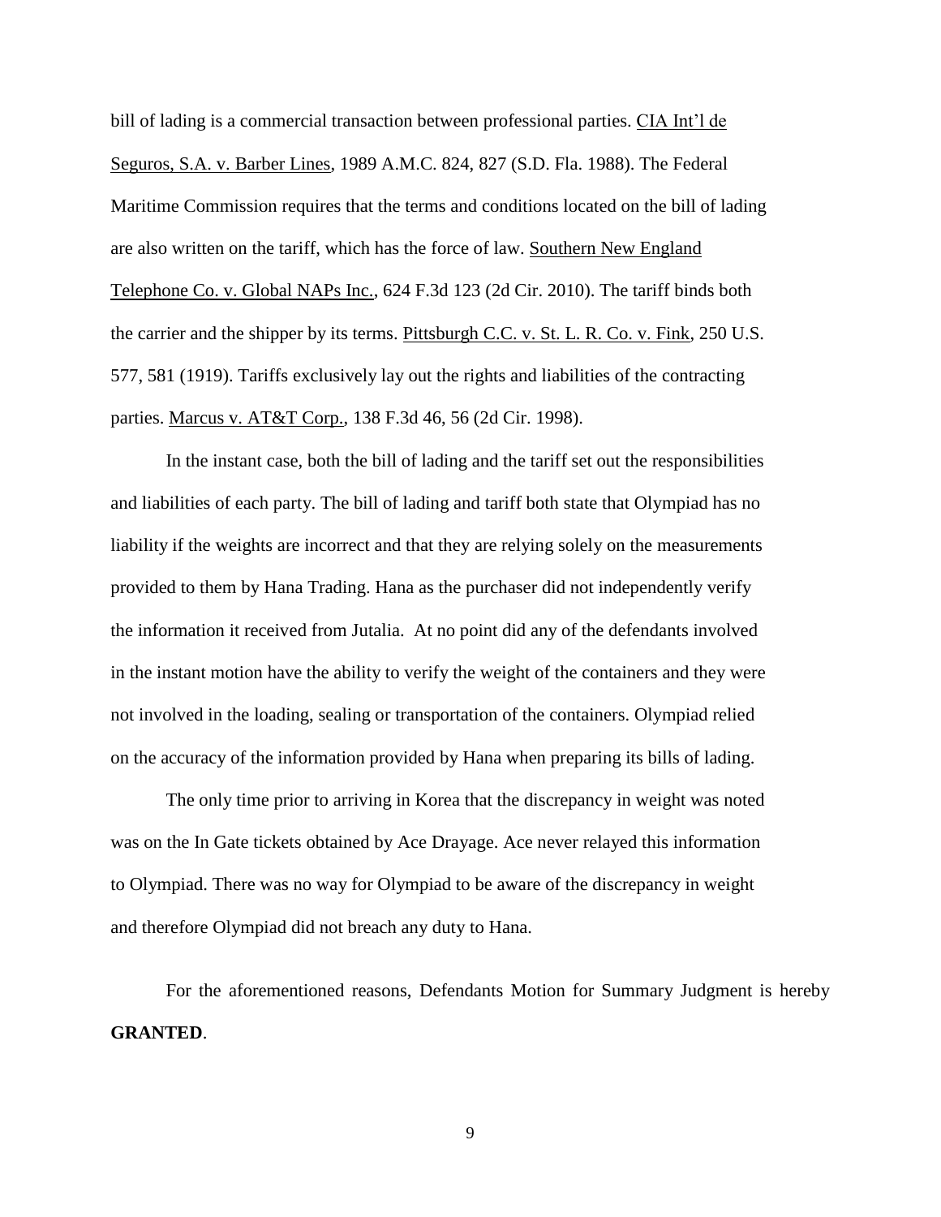bill of lading is a commercial transaction between professional parties. CIA Int'l de Seguros, S.A. v. Barber Lines, 1989 A.M.C. 824, 827 (S.D. Fla. 1988). The Federal Maritime Commission requires that the terms and conditions located on the bill of lading are also written on the tariff, which has the force of law. Southern New England Telephone Co. v. Global NAPs Inc., 624 F.3d 123 (2d Cir. 2010). The tariff binds both the carrier and the shipper by its terms. Pittsburgh C.C. v. St. L. R. Co. v. Fink, 250 U.S. 577, 581 (1919). Tariffs exclusively lay out the rights and liabilities of the contracting parties. Marcus v. AT&T Corp., 138 F.3d 46, 56 (2d Cir. 1998).

In the instant case, both the bill of lading and the tariff set out the responsibilities and liabilities of each party. The bill of lading and tariff both state that Olympiad has no liability if the weights are incorrect and that they are relying solely on the measurements provided to them by Hana Trading. Hana as the purchaser did not independently verify the information it received from Jutalia. At no point did any of the defendants involved in the instant motion have the ability to verify the weight of the containers and they were not involved in the loading, sealing or transportation of the containers. Olympiad relied on the accuracy of the information provided by Hana when preparing its bills of lading.

The only time prior to arriving in Korea that the discrepancy in weight was noted was on the In Gate tickets obtained by Ace Drayage. Ace never relayed this information to Olympiad. There was no way for Olympiad to be aware of the discrepancy in weight and therefore Olympiad did not breach any duty to Hana.

For the aforementioned reasons, Defendants Motion for Summary Judgment is hereby **GRANTED**.